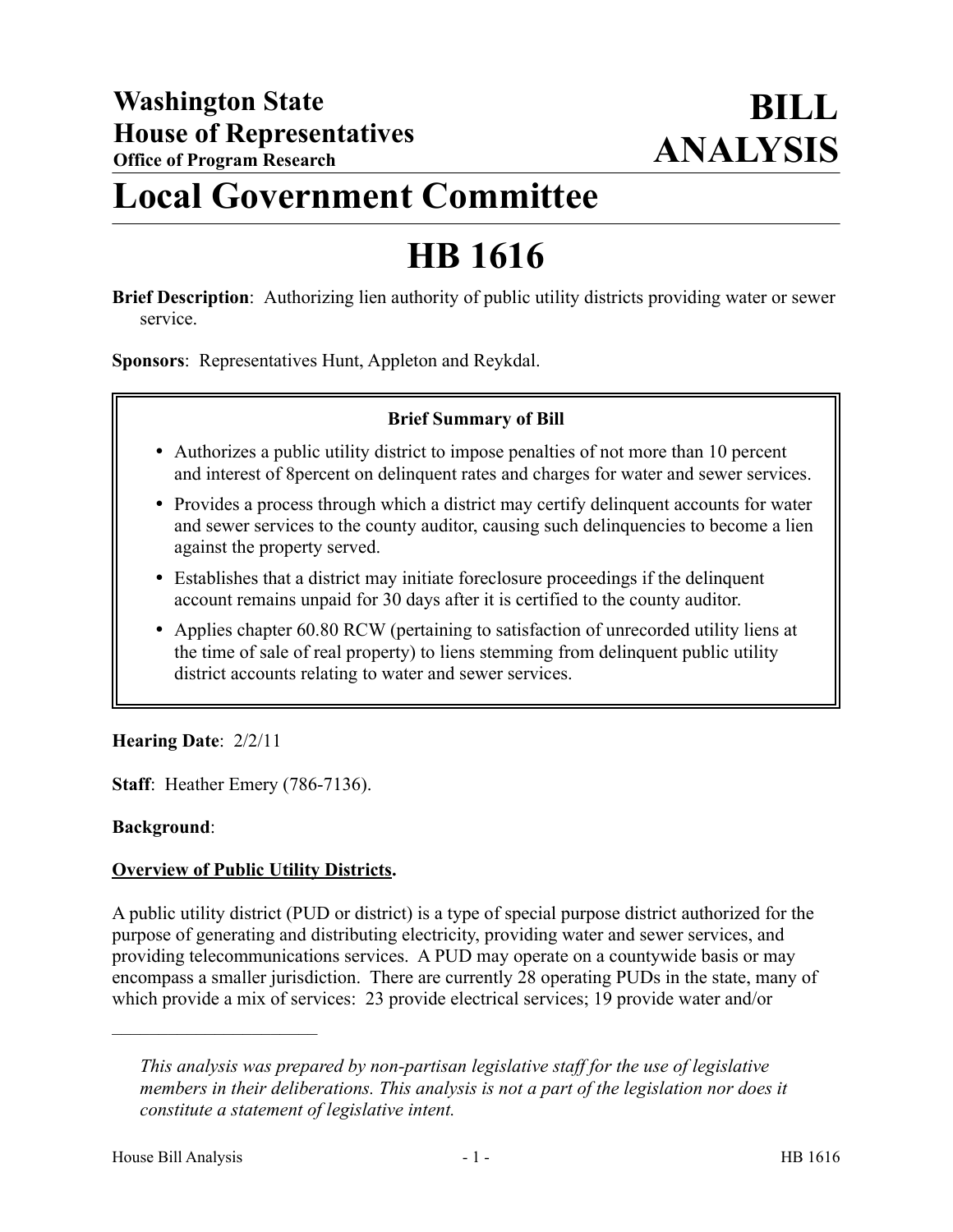**Washington State House of Representatives**
**Office of Program Research**

# BILL ANALYSIS

# Local Government Committee

# HB 1616

**Brief Description**: Authorizing lien authority of public utility districts providing water or sewer service.

**Sponsors**: Representatives Hunt, Appleton and Reykdal.

**Brief Summary of Bill**

- Authorizes a public utility district to impose penalties of not more than 10 percent and interest of 8percent on delinquent rates and charges for water and sewer services.
- Provides a process through which a district may certify delinquent accounts for water and sewer services to the county auditor, causing such delinquencies to become a lien against the property served.
- Establishes that a district may initiate foreclosure proceedings if the delinquent account remains unpaid for 30 days after it is certified to the county auditor.
- Applies chapter 60.80 RCW (pertaining to satisfaction of unrecorded utility liens at the time of sale of real property) to liens stemming from delinquent public utility district accounts relating to water and sewer services.

**Hearing Date**: 2/2/11

**Staff**: Heather Emery (786-7136).

**Background**:

**Overview of Public Utility Districts.**

A public utility district (PUD or district) is a type of special purpose district authorized for the purpose of generating and distributing electricity, providing water and sewer services, and providing telecommunications services. A PUD may operate on a countywide basis or may encompass a smaller jurisdiction. There are currently 28 operating PUDs in the state, many of which provide a mix of services: 23 provide electrical services; 19 provide water and/or

---

*This analysis was prepared by non-partisan legislative staff for the use of legislative members in their deliberations. This analysis is not a part of the legislation nor does it constitute a statement of legislative intent.*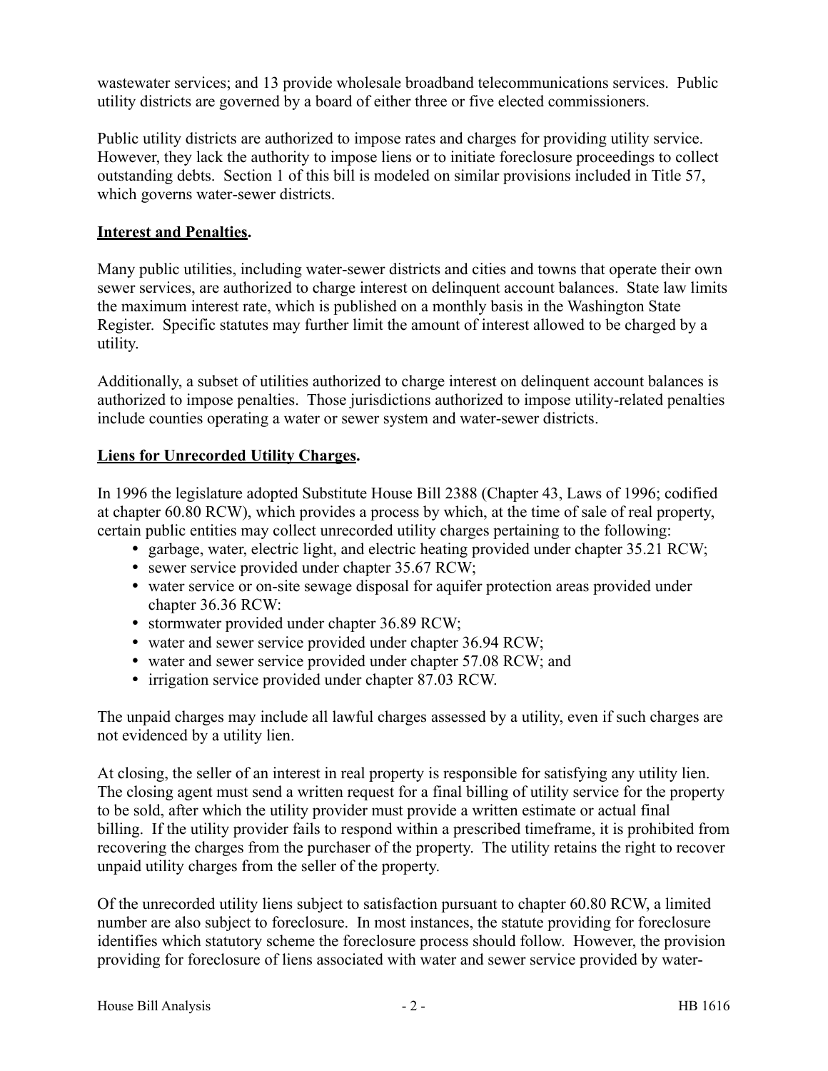wastewater services; and 13 provide wholesale broadband telecommunications services. Public utility districts are governed by a board of either three or five elected commissioners.

Public utility districts are authorized to impose rates and charges for providing utility service. However, they lack the authority to impose liens or to initiate foreclosure proceedings to collect outstanding debts. Section 1 of this bill is modeled on similar provisions included in Title 57, which governs water-sewer districts.

**Interest and Penalties.**

Many public utilities, including water-sewer districts and cities and towns that operate their own sewer services, are authorized to charge interest on delinquent account balances. State law limits the maximum interest rate, which is published on a monthly basis in the Washington State Register. Specific statutes may further limit the amount of interest allowed to be charged by a utility.

Additionally, a subset of utilities authorized to charge interest on delinquent account balances is authorized to impose penalties. Those jurisdictions authorized to impose utility-related penalties include counties operating a water or sewer system and water-sewer districts.

**Liens for Unrecorded Utility Charges.**

In 1996 the legislature adopted Substitute House Bill 2388 (Chapter 43, Laws of 1996; codified at chapter 60.80 RCW), which provides a process by which, at the time of sale of real property, certain public entities may collect unrecorded utility charges pertaining to the following:

- garbage, water, electric light, and electric heating provided under chapter 35.21 RCW;
- sewer service provided under chapter 35.67 RCW;
- water service or on-site sewage disposal for aquifer protection areas provided under chapter 36.36 RCW:
- stormwater provided under chapter 36.89 RCW;
- water and sewer service provided under chapter 36.94 RCW;
- water and sewer service provided under chapter 57.08 RCW; and
- irrigation service provided under chapter 87.03 RCW.

The unpaid charges may include all lawful charges assessed by a utility, even if such charges are not evidenced by a utility lien.

At closing, the seller of an interest in real property is responsible for satisfying any utility lien. The closing agent must send a written request for a final billing of utility service for the property to be sold, after which the utility provider must provide a written estimate or actual final billing. If the utility provider fails to respond within a prescribed timeframe, it is prohibited from recovering the charges from the purchaser of the property. The utility retains the right to recover unpaid utility charges from the seller of the property.

Of the unrecorded utility liens subject to satisfaction pursuant to chapter 60.80 RCW, a limited number are also subject to foreclosure. In most instances, the statute providing for foreclosure identifies which statutory scheme the foreclosure process should follow. However, the provision providing for foreclosure of liens associated with water and sewer service provided by water-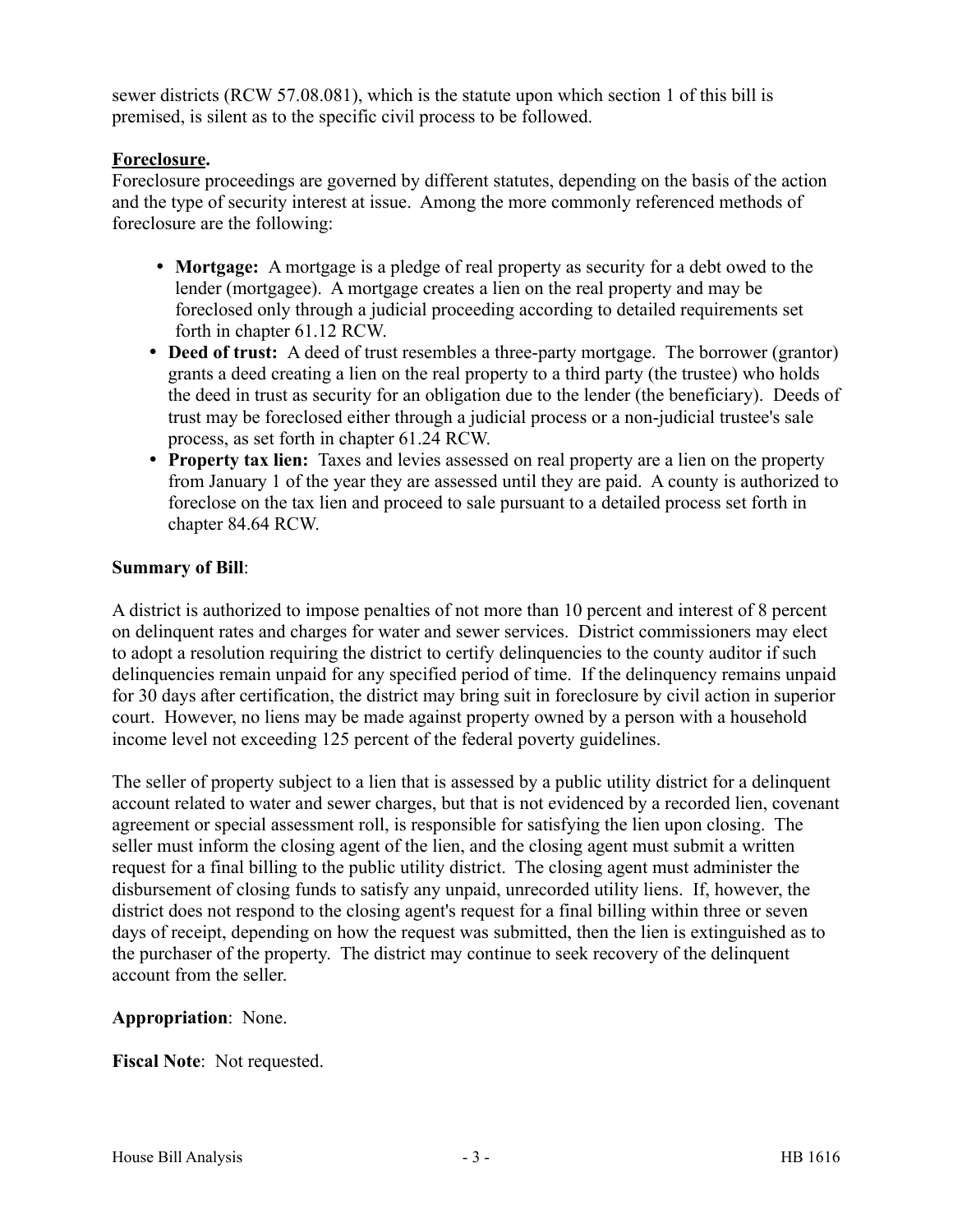sewer districts (RCW 57.08.081), which is the statute upon which section 1 of this bill is premised, is silent as to the specific civil process to be followed.

**Foreclosure.**
Foreclosure proceedings are governed by different statutes, depending on the basis of the action and the type of security interest at issue. Among the more commonly referenced methods of foreclosure are the following:

- **Mortgage:** A mortgage is a pledge of real property as security for a debt owed to the lender (mortgagee). A mortgage creates a lien on the real property and may be foreclosed only through a judicial proceeding according to detailed requirements set forth in chapter 61.12 RCW.
- **Deed of trust:** A deed of trust resembles a three-party mortgage. The borrower (grantor) grants a deed creating a lien on the real property to a third party (the trustee) who holds the deed in trust as security for an obligation due to the lender (the beneficiary). Deeds of trust may be foreclosed either through a judicial process or a non-judicial trustee's sale process, as set forth in chapter 61.24 RCW.
- **Property tax lien:** Taxes and levies assessed on real property are a lien on the property from January 1 of the year they are assessed until they are paid. A county is authorized to foreclose on the tax lien and proceed to sale pursuant to a detailed process set forth in chapter 84.64 RCW.

**Summary of Bill**:

A district is authorized to impose penalties of not more than 10 percent and interest of 8 percent on delinquent rates and charges for water and sewer services. District commissioners may elect to adopt a resolution requiring the district to certify delinquencies to the county auditor if such delinquencies remain unpaid for any specified period of time. If the delinquency remains unpaid for 30 days after certification, the district may bring suit in foreclosure by civil action in superior court. However, no liens may be made against property owned by a person with a household income level not exceeding 125 percent of the federal poverty guidelines.

The seller of property subject to a lien that is assessed by a public utility district for a delinquent account related to water and sewer charges, but that is not evidenced by a recorded lien, covenant agreement or special assessment roll, is responsible for satisfying the lien upon closing. The seller must inform the closing agent of the lien, and the closing agent must submit a written request for a final billing to the public utility district. The closing agent must administer the disbursement of closing funds to satisfy any unpaid, unrecorded utility liens. If, however, the district does not respond to the closing agent's request for a final billing within three or seven days of receipt, depending on how the request was submitted, then the lien is extinguished as to the purchaser of the property. The district may continue to seek recovery of the delinquent account from the seller.

**Appropriation**: None.

**Fiscal Note**: Not requested.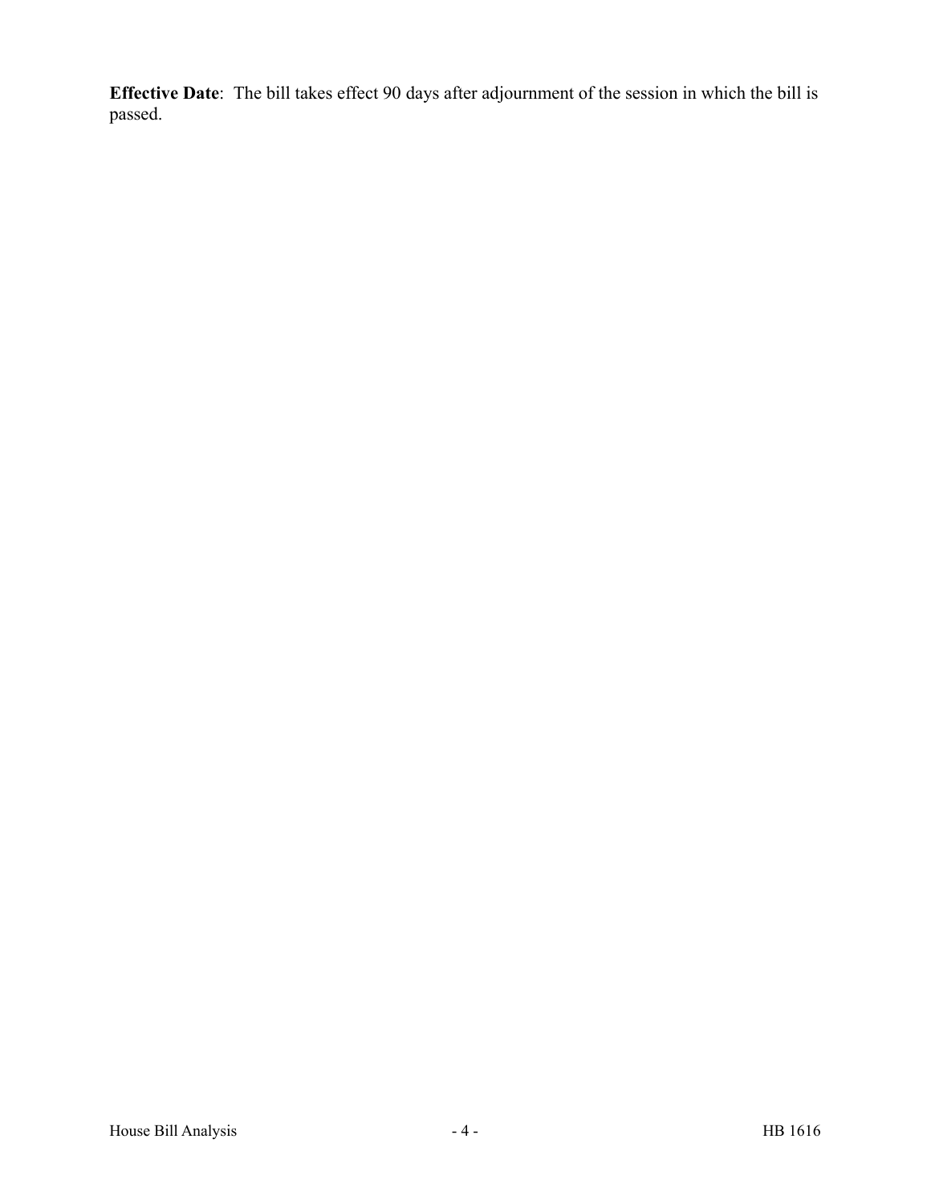**Effective Date**: The bill takes effect 90 days after adjournment of the session in which the bill is passed.